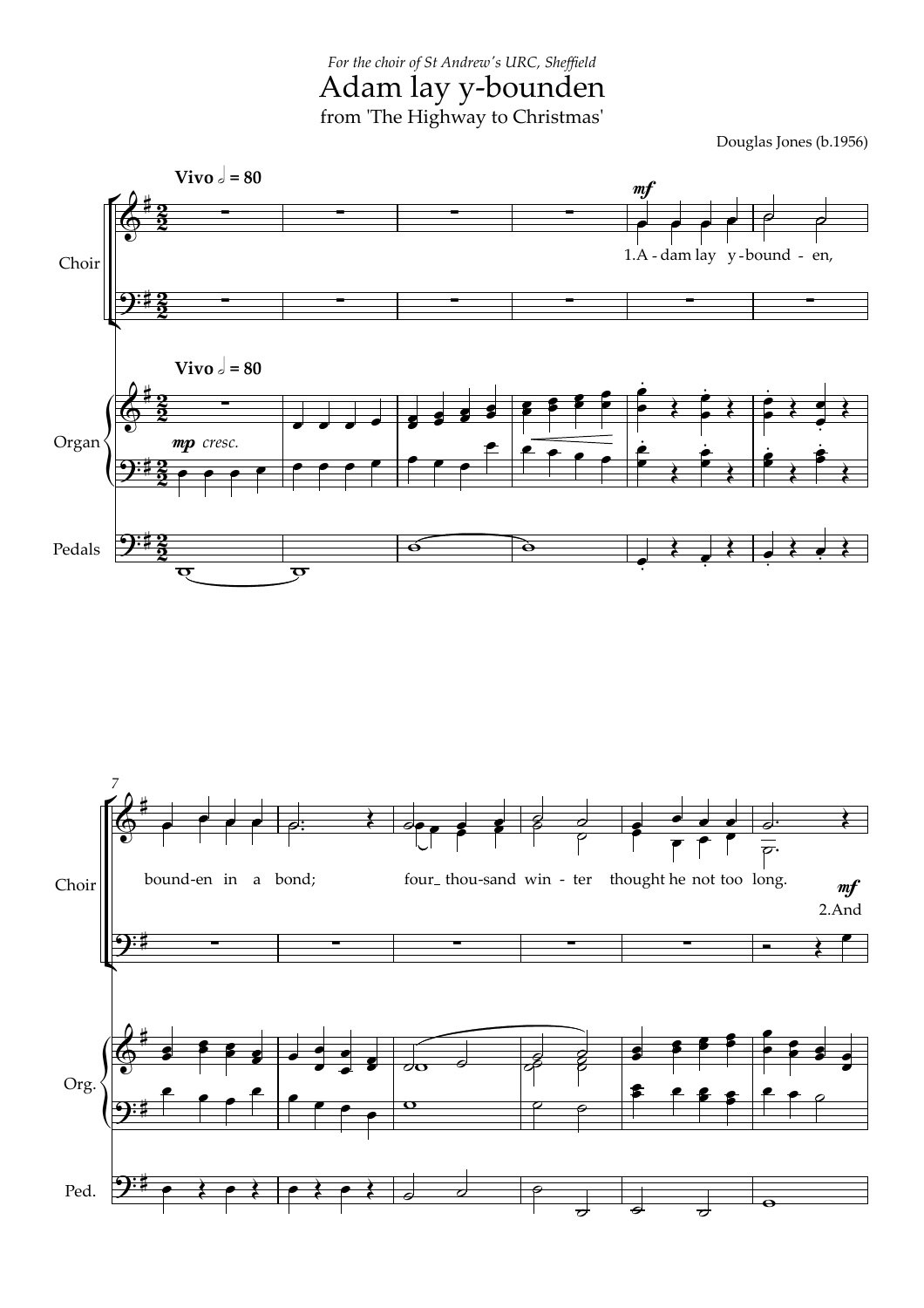*For the choir of St Andrew's URC, Sheffield*

# Adam lay y-bounden

from 'The Highway to Christmas'

Douglas Jones (b.1956)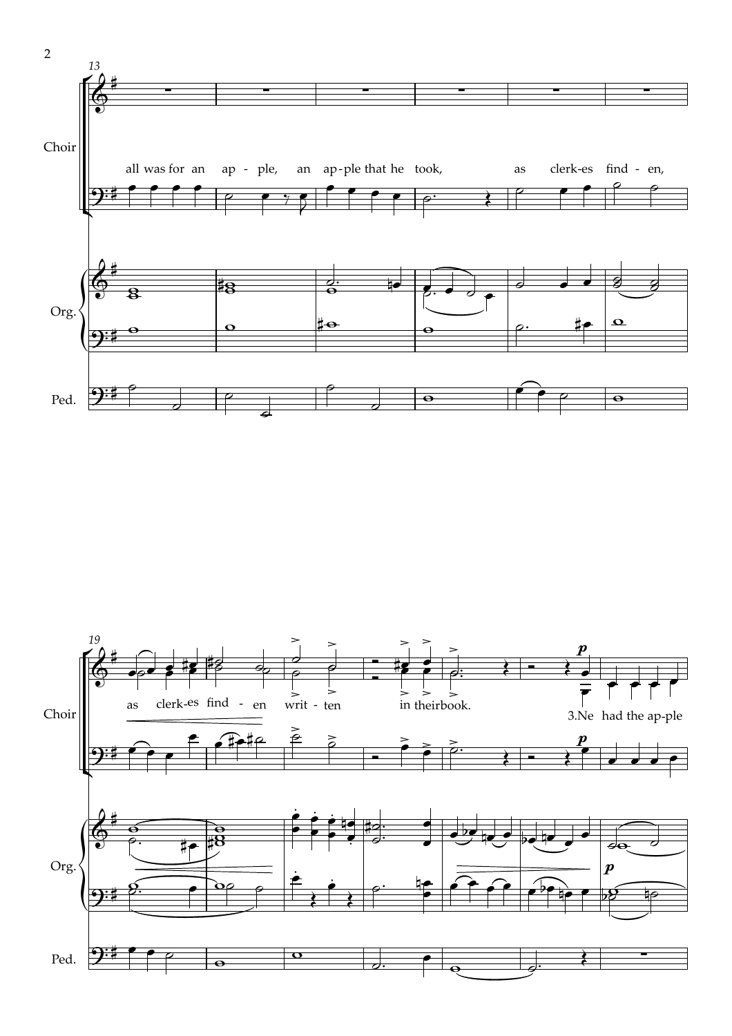Choir

all was for an ap - ple, an ap-ple that he took, as clerk-es find - en,

Org.

Ped.

Choir

as clerk-es find - en writ - ten in their book.

3.Ne had the ap-ple

Org.

Ped.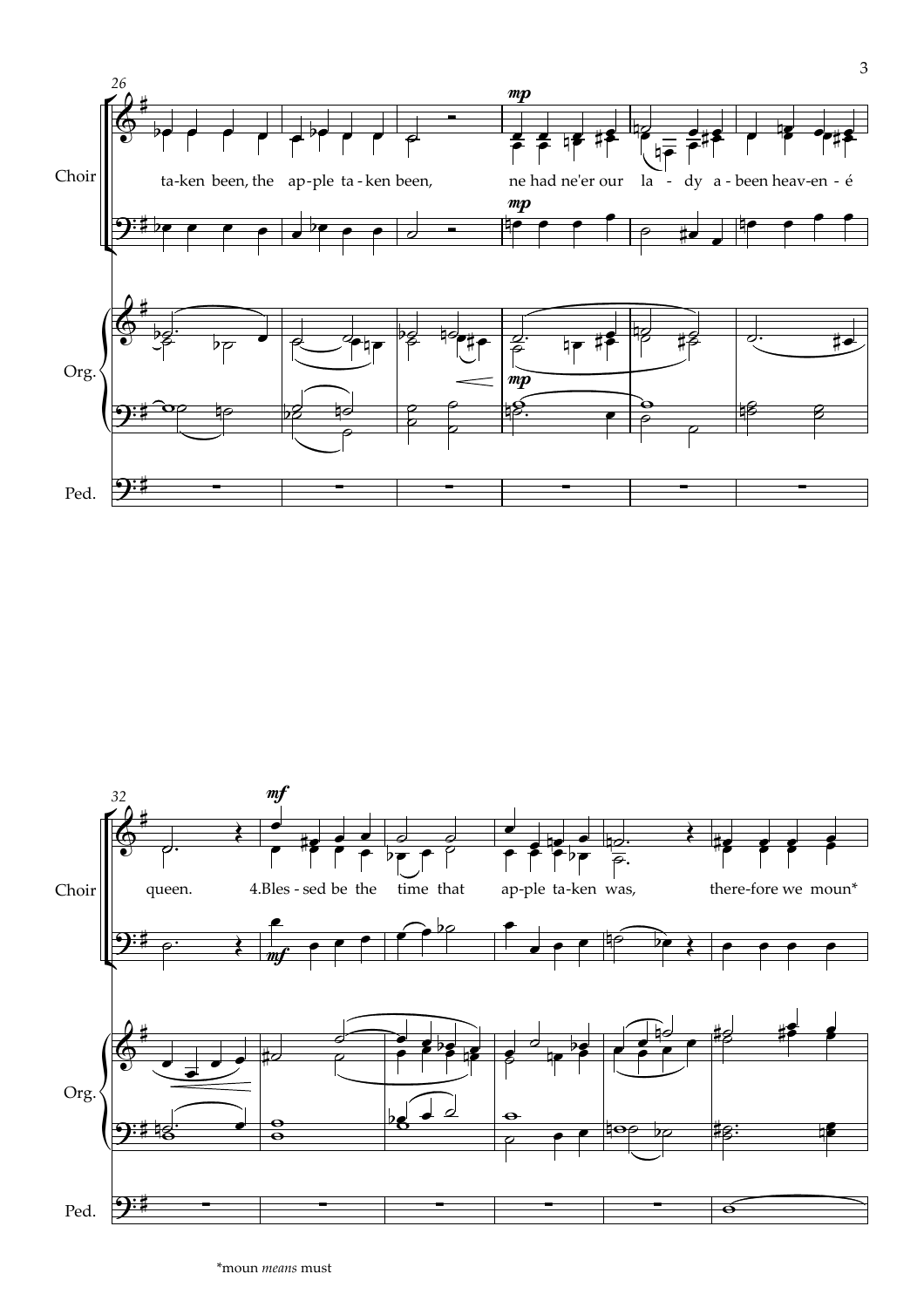Choir

ta-ken been, the ap-ple ta-ken been, ne had ne'er our la - dy a-been heav-en - é

Org.

Ped.

Choir

queen. 4.Bles - sed be the time that ap-ple ta-ken was, there-fore we moun*

Org.

Ped.

*moun *means* must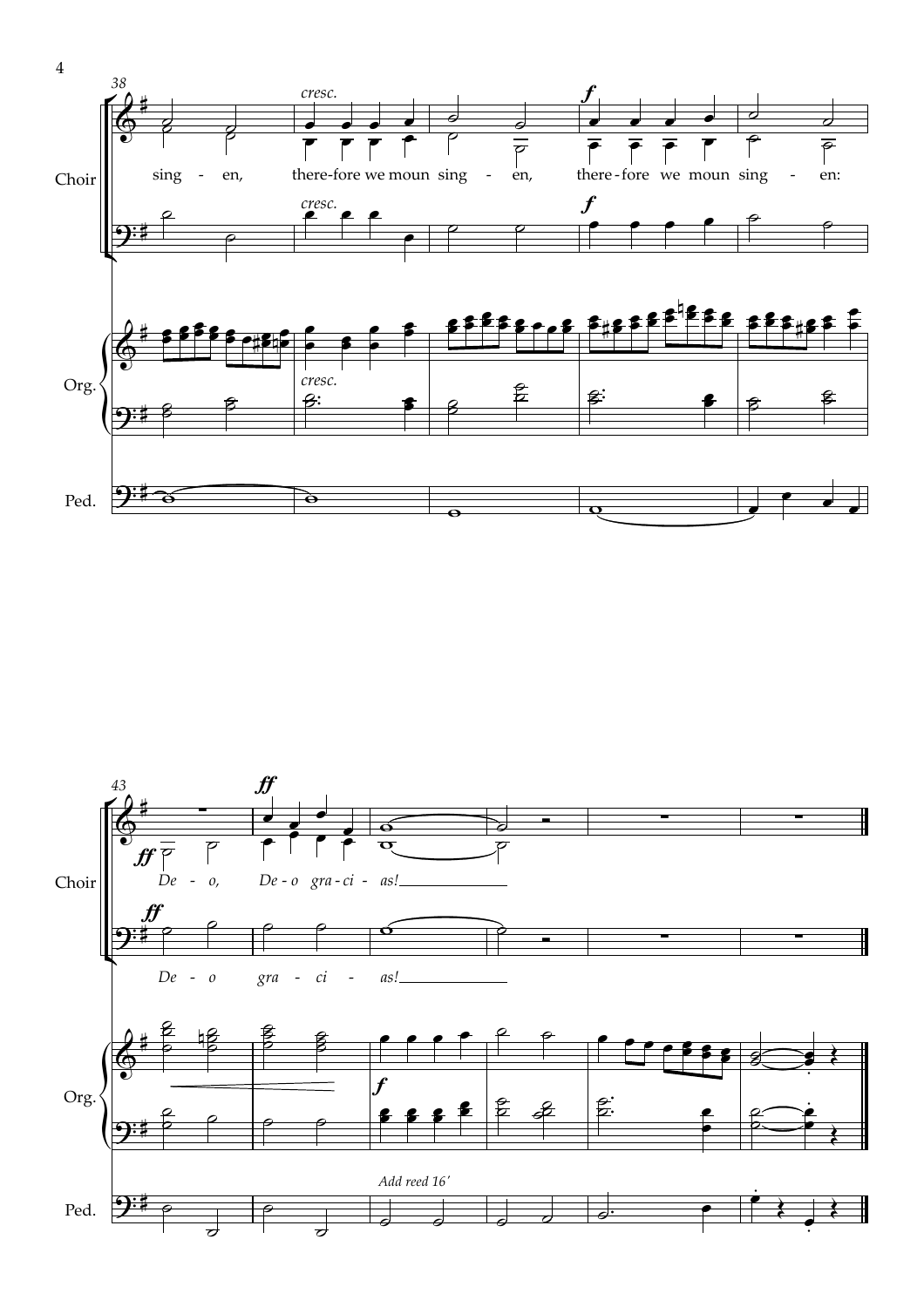Choir

sing - en, there-fore we moun sing - en, there-fore we moun sing - en:

*cresc.*

*f*

Org.

*cresc.*

Ped.

Choir

*ff*

*De - o, De - o gra - ci - as!*

*De - o gra - ci - as!*

Org.

*f*

Ped.

*Add reed 16′*